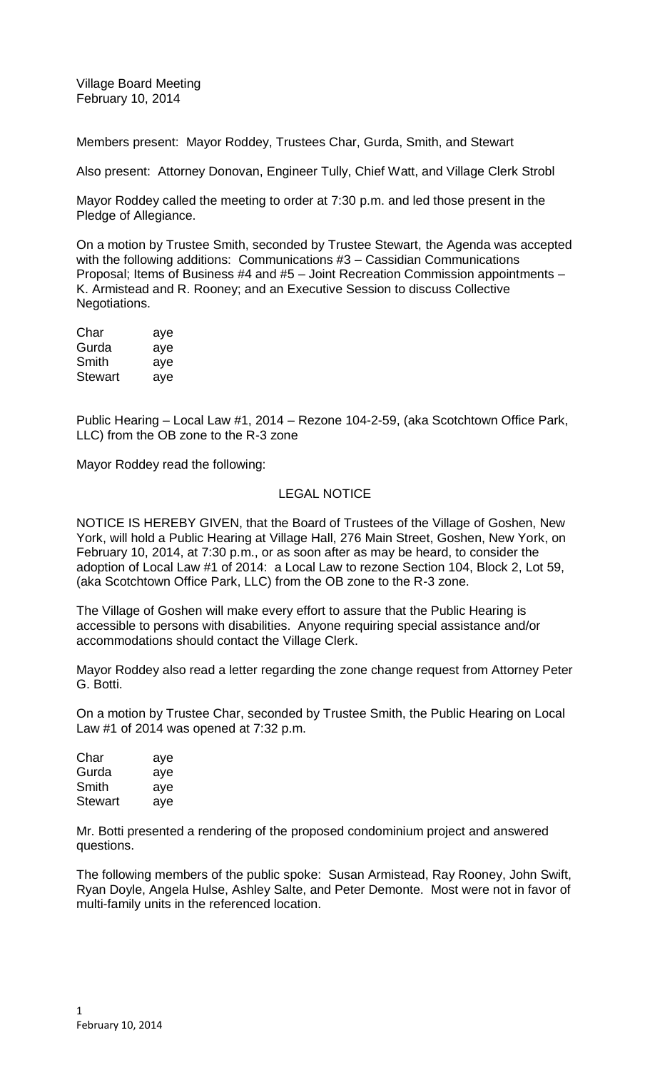Village Board Meeting
February 10, 2014

Members present: Mayor Roddey, Trustees Char, Gurda, Smith, and Stewart

Also present: Attorney Donovan, Engineer Tully, Chief Watt, and Village Clerk Strobl

Mayor Roddey called the meeting to order at 7:30 p.m. and led those present in the Pledge of Allegiance.

On a motion by Trustee Smith, seconded by Trustee Stewart, the Agenda was accepted with the following additions: Communications #3 – Cassidian Communications Proposal; Items of Business #4 and #5 – Joint Recreation Commission appointments – K. Armistead and R. Rooney; and an Executive Session to discuss Collective Negotiations.

| | |
|---|---|
| Char | aye |
| Gurda | aye |
| Smith | aye |
| Stewart | aye |

Public Hearing – Local Law #1, 2014 – Rezone 104-2-59, (aka Scotchtown Office Park, LLC) from the OB zone to the R-3 zone

Mayor Roddey read the following:

## LEGAL NOTICE

NOTICE IS HEREBY GIVEN, that the Board of Trustees of the Village of Goshen, New York, will hold a Public Hearing at Village Hall, 276 Main Street, Goshen, New York, on February 10, 2014, at 7:30 p.m., or as soon after as may be heard, to consider the adoption of Local Law #1 of 2014: a Local Law to rezone Section 104, Block 2, Lot 59, (aka Scotchtown Office Park, LLC) from the OB zone to the R-3 zone.

The Village of Goshen will make every effort to assure that the Public Hearing is accessible to persons with disabilities. Anyone requiring special assistance and/or accommodations should contact the Village Clerk.

Mayor Roddey also read a letter regarding the zone change request from Attorney Peter G. Botti.

On a motion by Trustee Char, seconded by Trustee Smith, the Public Hearing on Local Law #1 of 2014 was opened at 7:32 p.m.

| | |
|---|---|
| Char | aye |
| Gurda | aye |
| Smith | aye |
| Stewart | aye |

Mr. Botti presented a rendering of the proposed condominium project and answered questions.

The following members of the public spoke: Susan Armistead, Ray Rooney, John Swift, Ryan Doyle, Angela Hulse, Ashley Salte, and Peter Demonte. Most were not in favor of multi-family units in the referenced location.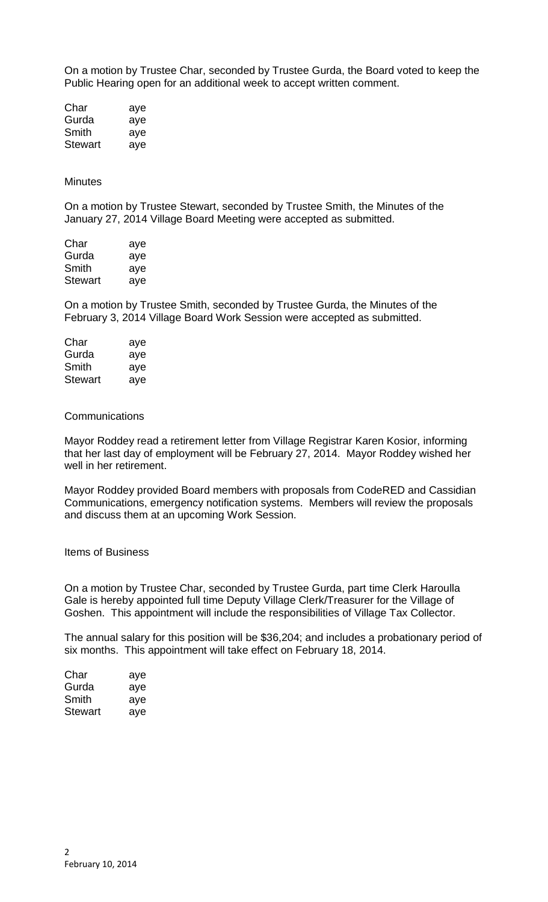On a motion by Trustee Char, seconded by Trustee Gurda, the Board voted to keep the Public Hearing open for an additional week to accept written comment.

| | |
|---|---|
| Char | aye |
| Gurda | aye |
| Smith | aye |
| Stewart | aye |

Minutes

On a motion by Trustee Stewart, seconded by Trustee Smith, the Minutes of the January 27, 2014 Village Board Meeting were accepted as submitted.

| | |
|---|---|
| Char | aye |
| Gurda | aye |
| Smith | aye |
| Stewart | aye |

On a motion by Trustee Smith, seconded by Trustee Gurda, the Minutes of the February 3, 2014 Village Board Work Session were accepted as submitted.

| | |
|---|---|
| Char | aye |
| Gurda | aye |
| Smith | aye |
| Stewart | aye |

Communications

Mayor Roddey read a retirement letter from Village Registrar Karen Kosior, informing that her last day of employment will be February 27, 2014. Mayor Roddey wished her well in her retirement.

Mayor Roddey provided Board members with proposals from CodeRED and Cassidian Communications, emergency notification systems. Members will review the proposals and discuss them at an upcoming Work Session.

Items of Business

On a motion by Trustee Char, seconded by Trustee Gurda, part time Clerk Haroulla Gale is hereby appointed full time Deputy Village Clerk/Treasurer for the Village of Goshen. This appointment will include the responsibilities of Village Tax Collector.

The annual salary for this position will be $36,204; and includes a probationary period of six months. This appointment will take effect on February 18, 2014.

| | |
|---|---|
| Char | aye |
| Gurda | aye |
| Smith | aye |
| Stewart | aye |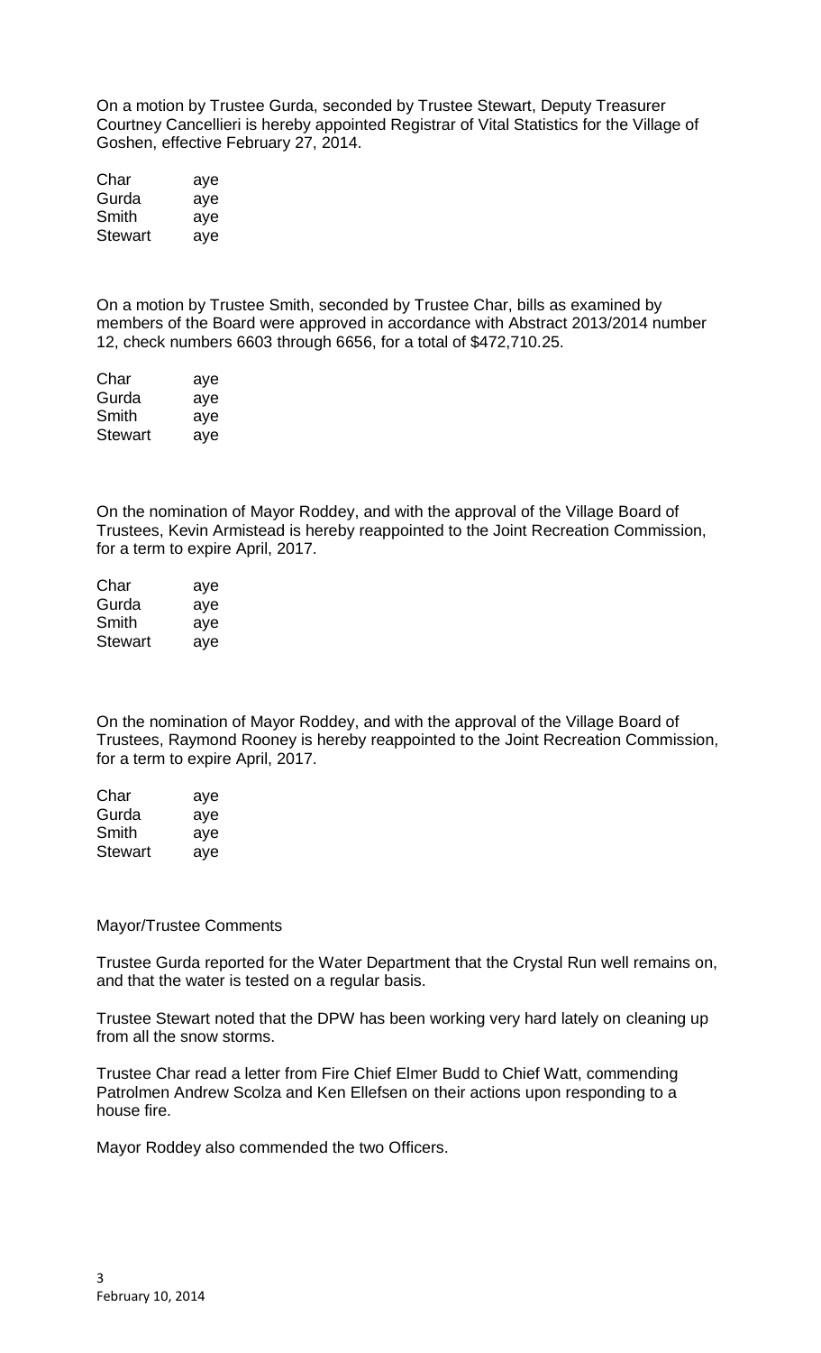On a motion by Trustee Gurda, seconded by Trustee Stewart, Deputy Treasurer Courtney Cancellieri is hereby appointed Registrar of Vital Statistics for the Village of Goshen, effective February 27, 2014.

| | |
|---|---|
| Char | aye |
| Gurda | aye |
| Smith | aye |
| Stewart | aye |

On a motion by Trustee Smith, seconded by Trustee Char, bills as examined by members of the Board were approved in accordance with Abstract 2013/2014 number 12, check numbers 6603 through 6656, for a total of $472,710.25.

| | |
|---|---|
| Char | aye |
| Gurda | aye |
| Smith | aye |
| Stewart | aye |

On the nomination of Mayor Roddey, and with the approval of the Village Board of Trustees, Kevin Armistead is hereby reappointed to the Joint Recreation Commission, for a term to expire April, 2017.

| | |
|---|---|
| Char | aye |
| Gurda | aye |
| Smith | aye |
| Stewart | aye |

On the nomination of Mayor Roddey, and with the approval of the Village Board of Trustees, Raymond Rooney is hereby reappointed to the Joint Recreation Commission, for a term to expire April, 2017.

| | |
|---|---|
| Char | aye |
| Gurda | aye |
| Smith | aye |
| Stewart | aye |

Mayor/Trustee Comments

Trustee Gurda reported for the Water Department that the Crystal Run well remains on, and that the water is tested on a regular basis.

Trustee Stewart noted that the DPW has been working very hard lately on cleaning up from all the snow storms.

Trustee Char read a letter from Fire Chief Elmer Budd to Chief Watt, commending Patrolmen Andrew Scolza and Ken Ellefsen on their actions upon responding to a house fire.

Mayor Roddey also commended the two Officers.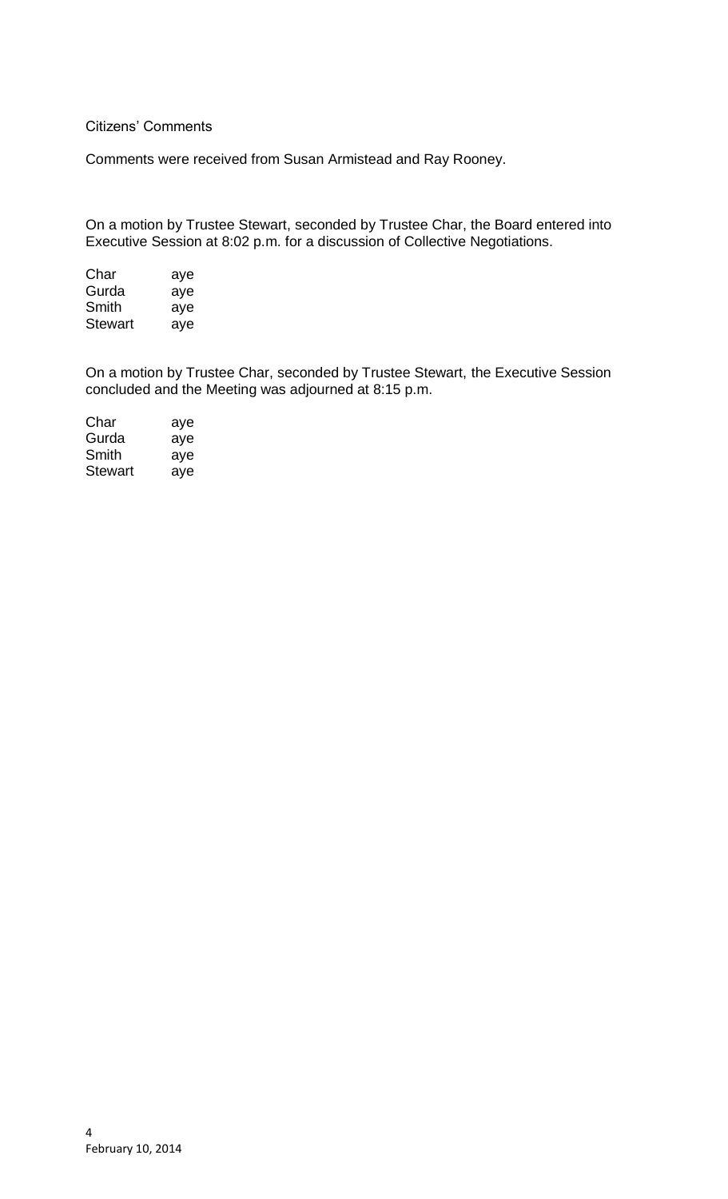Citizens' Comments

Comments were received from Susan Armistead and Ray Rooney.

On a motion by Trustee Stewart, seconded by Trustee Char, the Board entered into Executive Session at 8:02 p.m. for a discussion of Collective Negotiations.

| | |
|---|---|
| Char | aye |
| Gurda | aye |
| Smith | aye |
| Stewart | aye |

On a motion by Trustee Char, seconded by Trustee Stewart, the Executive Session concluded and the Meeting was adjourned at 8:15 p.m.

| | |
|---|---|
| Char | aye |
| Gurda | aye |
| Smith | aye |
| Stewart | aye |